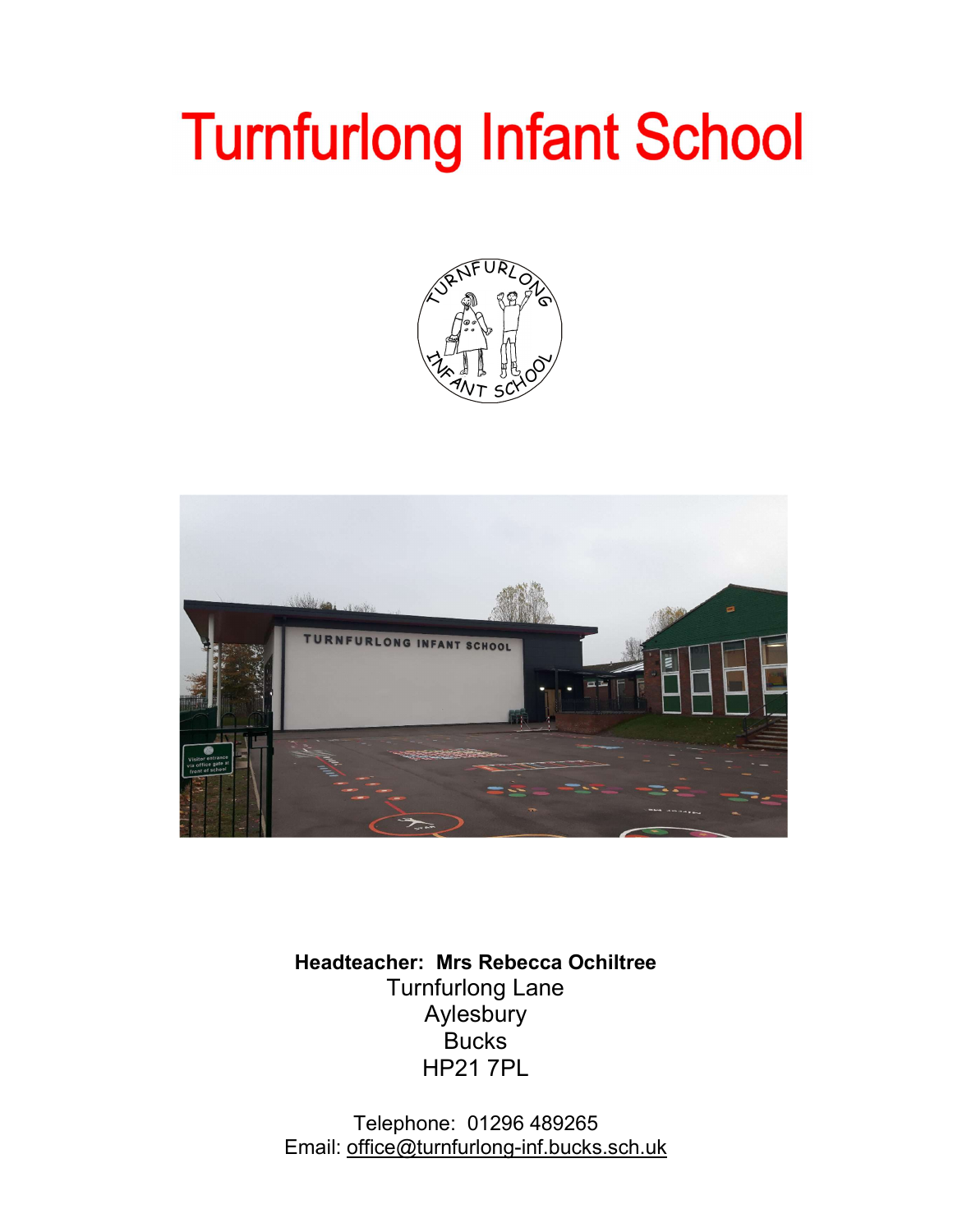# Turnfurlong Infant School

**Headteacher: Mrs Rebecca Ochiltree**
Turnfurlong Lane
Aylesbury
Bucks
HP21 7PL

Telephone: 01296 489265
Email: office@turnfurlong-inf.bucks.sch.uk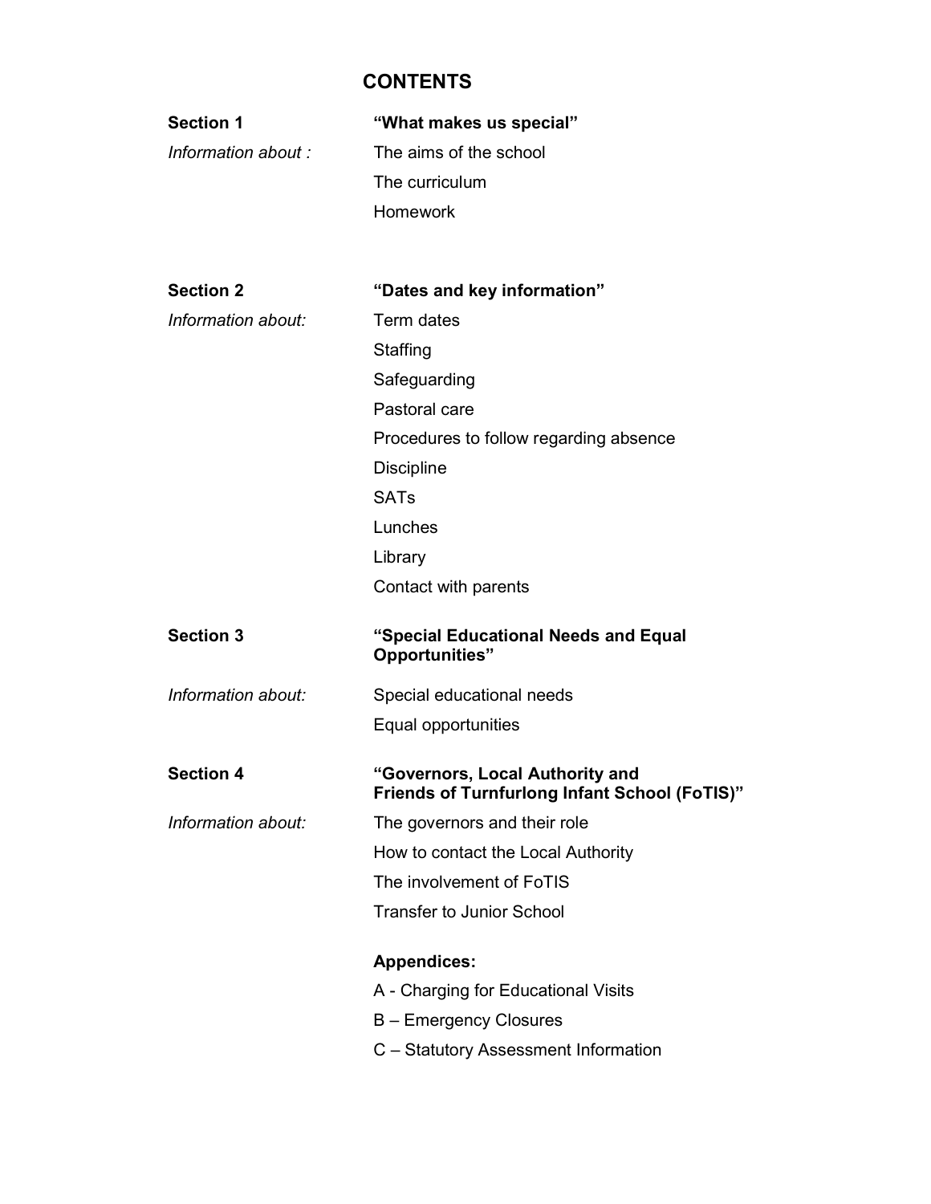# CONTENTS

**Section 1** **"What makes us special"**

*Information about :*
- The aims of the school
- The curriculum
- Homework

**Section 2** **"Dates and key information"**

*Information about:*
- Term dates
- Staffing
- Safeguarding
- Pastoral care
- Procedures to follow regarding absence
- Discipline
- SATs
- Lunches
- Library
- Contact with parents

**Section 3** **"Special Educational Needs and Equal Opportunities"**

*Information about:*
- Special educational needs
- Equal opportunities

**Section 4** **"Governors, Local Authority and Friends of Turnfurlong Infant School (FoTIS)"**

*Information about:*
- The governors and their role
- How to contact the Local Authority
- The involvement of FoTIS
- Transfer to Junior School

**Appendices:**

- A - Charging for Educational Visits
- B – Emergency Closures
- C – Statutory Assessment Information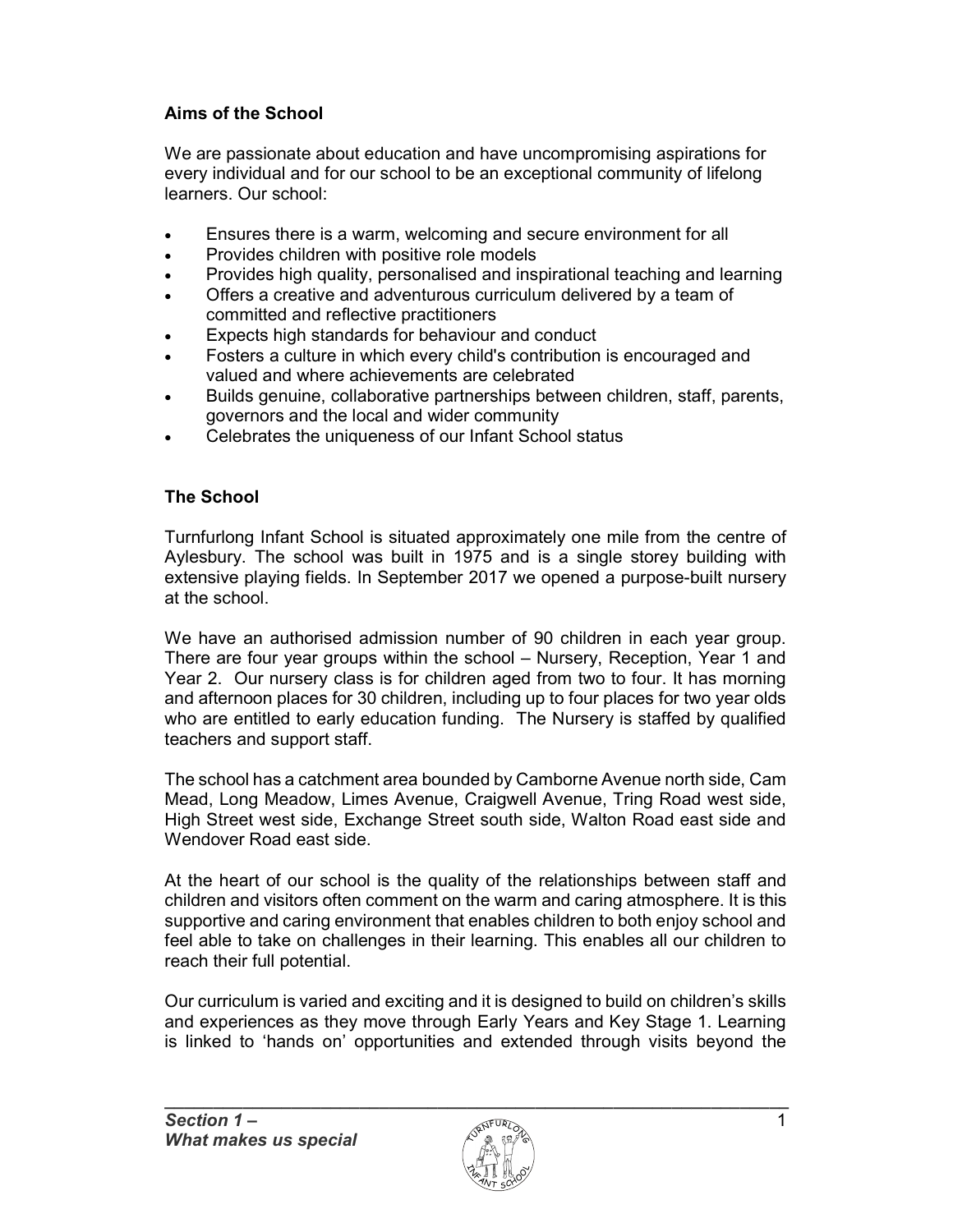## Aims of the School

We are passionate about education and have uncompromising aspirations for every individual and for our school to be an exceptional community of lifelong learners. Our school:

- Ensures there is a warm, welcoming and secure environment for all
- Provides children with positive role models
- Provides high quality, personalised and inspirational teaching and learning
- Offers a creative and adventurous curriculum delivered by a team of committed and reflective practitioners
- Expects high standards for behaviour and conduct
- Fosters a culture in which every child's contribution is encouraged and valued and where achievements are celebrated
- Builds genuine, collaborative partnerships between children, staff, parents, governors and the local and wider community
- Celebrates the uniqueness of our Infant School status

## The School

Turnfurlong Infant School is situated approximately one mile from the centre of Aylesbury. The school was built in 1975 and is a single storey building with extensive playing fields. In September 2017 we opened a purpose-built nursery at the school.

We have an authorised admission number of 90 children in each year group. There are four year groups within the school – Nursery, Reception, Year 1 and Year 2. Our nursery class is for children aged from two to four. It has morning and afternoon places for 30 children, including up to four places for two year olds who are entitled to early education funding. The Nursery is staffed by qualified teachers and support staff.

The school has a catchment area bounded by Camborne Avenue north side, Cam Mead, Long Meadow, Limes Avenue, Craigwell Avenue, Tring Road west side, High Street west side, Exchange Street south side, Walton Road east side and Wendover Road east side.

At the heart of our school is the quality of the relationships between staff and children and visitors often comment on the warm and caring atmosphere. It is this supportive and caring environment that enables children to both enjoy school and feel able to take on challenges in their learning. This enables all our children to reach their full potential.

Our curriculum is varied and exciting and it is designed to build on children's skills and experiences as they move through Early Years and Key Stage 1. Learning is linked to 'hands on' opportunities and extended through visits beyond the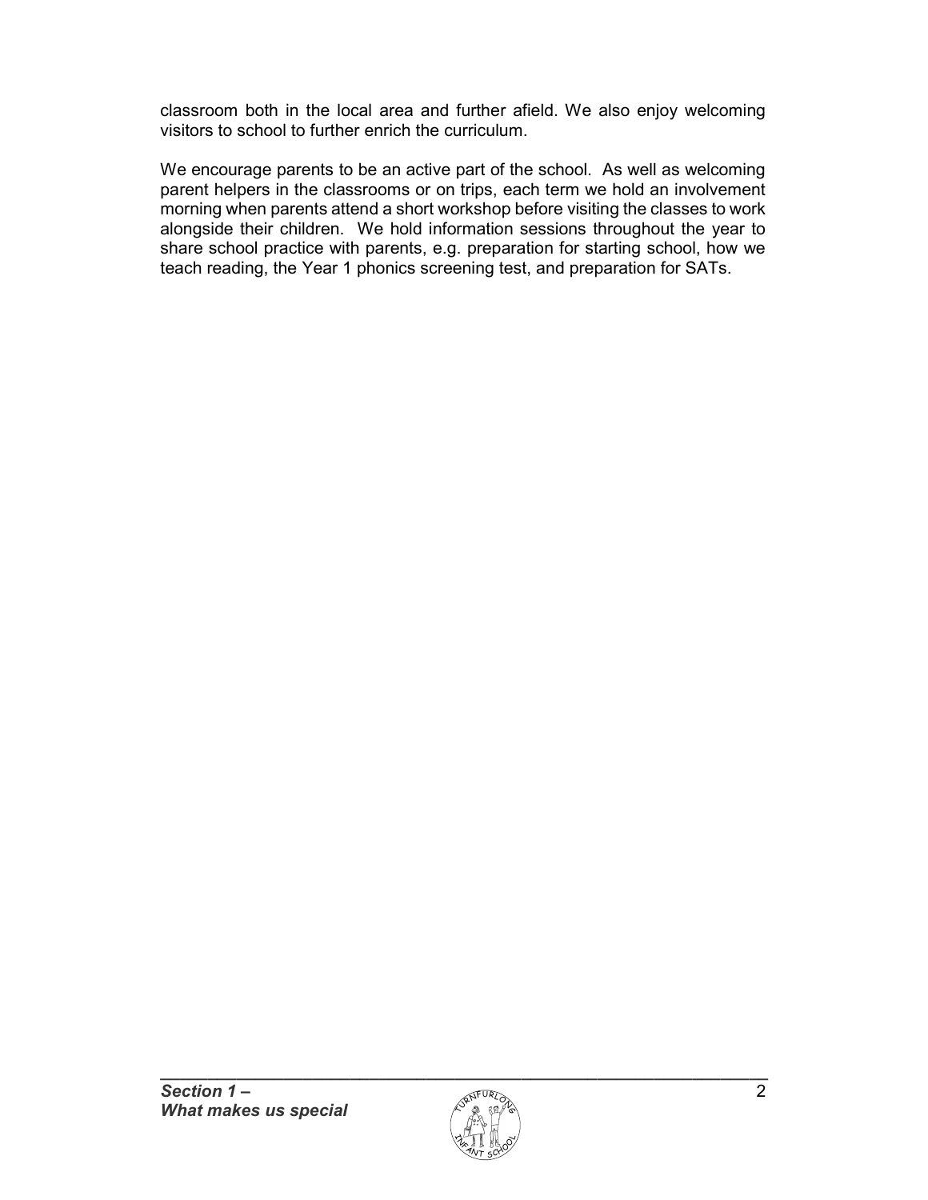classroom both in the local area and further afield. We also enjoy welcoming visitors to school to further enrich the curriculum.

We encourage parents to be an active part of the school. As well as welcoming parent helpers in the classrooms or on trips, each term we hold an involvement morning when parents attend a short workshop before visiting the classes to work alongside their children. We hold information sessions throughout the year to share school practice with parents, e.g. preparation for starting school, how we teach reading, the Year 1 phonics screening test, and preparation for SATs.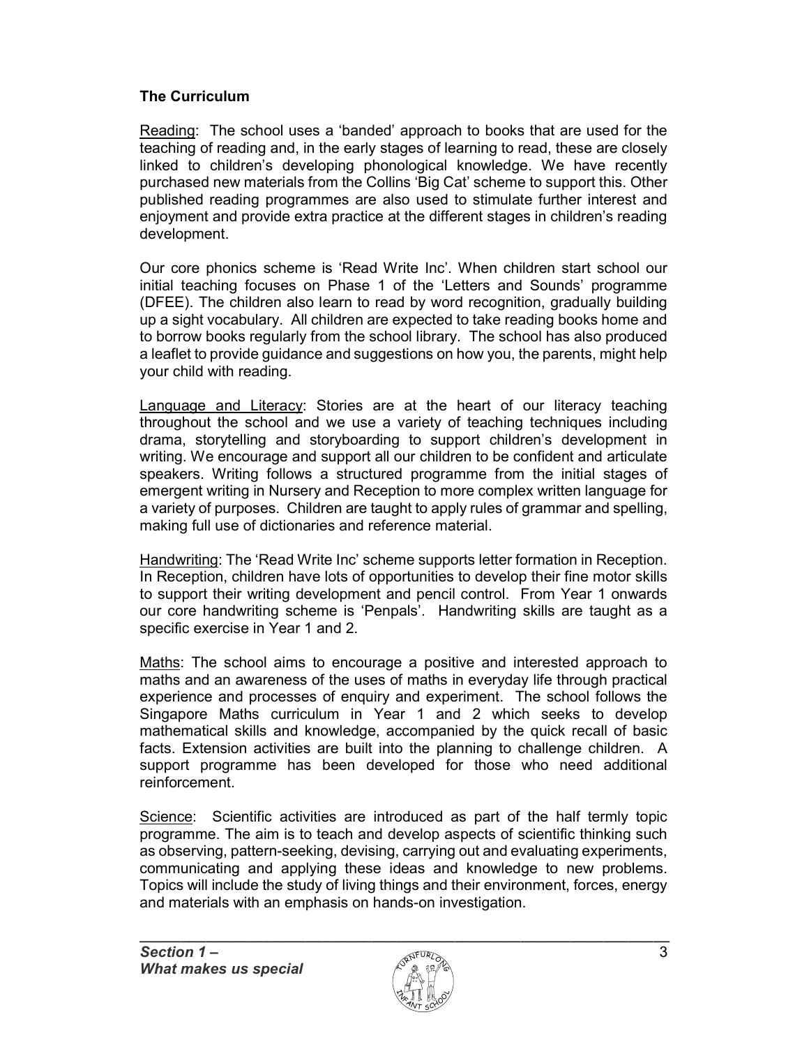## The Curriculum

Reading: The school uses a 'banded' approach to books that are used for the teaching of reading and, in the early stages of learning to read, these are closely linked to children's developing phonological knowledge. We have recently purchased new materials from the Collins 'Big Cat' scheme to support this. Other published reading programmes are also used to stimulate further interest and enjoyment and provide extra practice at the different stages in children's reading development.

Our core phonics scheme is 'Read Write Inc'. When children start school our initial teaching focuses on Phase 1 of the 'Letters and Sounds' programme (DFEE). The children also learn to read by word recognition, gradually building up a sight vocabulary. All children are expected to take reading books home and to borrow books regularly from the school library. The school has also produced a leaflet to provide guidance and suggestions on how you, the parents, might help your child with reading.

Language and Literacy: Stories are at the heart of our literacy teaching throughout the school and we use a variety of teaching techniques including drama, storytelling and storyboarding to support children's development in writing. We encourage and support all our children to be confident and articulate speakers. Writing follows a structured programme from the initial stages of emergent writing in Nursery and Reception to more complex written language for a variety of purposes. Children are taught to apply rules of grammar and spelling, making full use of dictionaries and reference material.

Handwriting: The 'Read Write Inc' scheme supports letter formation in Reception. In Reception, children have lots of opportunities to develop their fine motor skills to support their writing development and pencil control. From Year 1 onwards our core handwriting scheme is 'Penpals'. Handwriting skills are taught as a specific exercise in Year 1 and 2.

Maths: The school aims to encourage a positive and interested approach to maths and an awareness of the uses of maths in everyday life through practical experience and processes of enquiry and experiment. The school follows the Singapore Maths curriculum in Year 1 and 2 which seeks to develop mathematical skills and knowledge, accompanied by the quick recall of basic facts. Extension activities are built into the planning to challenge children. A support programme has been developed for those who need additional reinforcement.

Science: Scientific activities are introduced as part of the half termly topic programme. The aim is to teach and develop aspects of scientific thinking such as observing, pattern-seeking, devising, carrying out and evaluating experiments, communicating and applying these ideas and knowledge to new problems. Topics will include the study of living things and their environment, forces, energy and materials with an emphasis on hands-on investigation.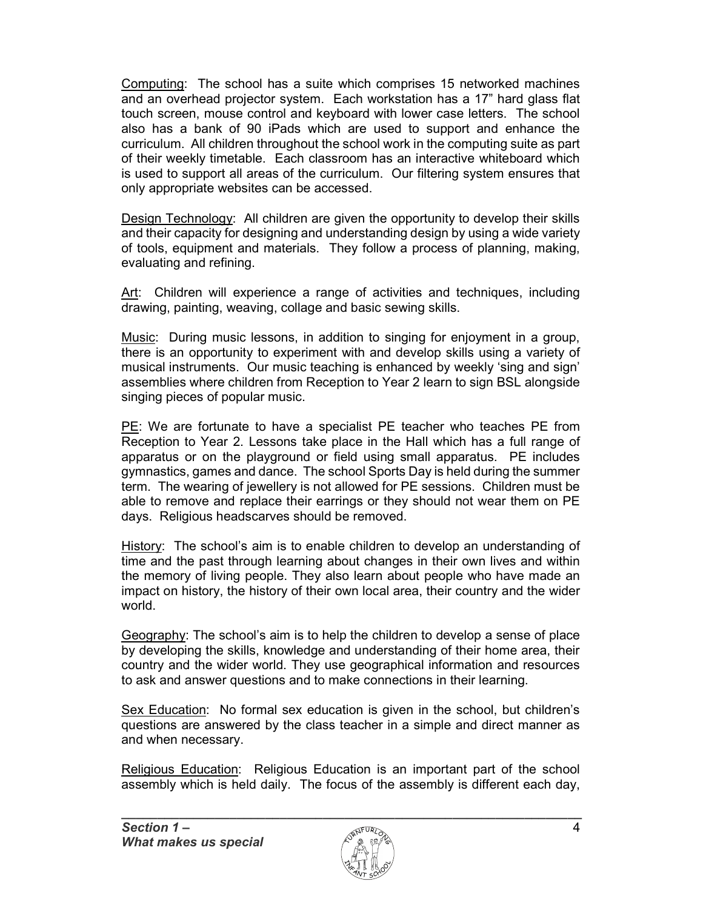Computing: The school has a suite which comprises 15 networked machines and an overhead projector system. Each workstation has a 17" hard glass flat touch screen, mouse control and keyboard with lower case letters. The school also has a bank of 90 iPads which are used to support and enhance the curriculum. All children throughout the school work in the computing suite as part of their weekly timetable. Each classroom has an interactive whiteboard which is used to support all areas of the curriculum. Our filtering system ensures that only appropriate websites can be accessed.

Design Technology: All children are given the opportunity to develop their skills and their capacity for designing and understanding design by using a wide variety of tools, equipment and materials. They follow a process of planning, making, evaluating and refining.

Art: Children will experience a range of activities and techniques, including drawing, painting, weaving, collage and basic sewing skills.

Music: During music lessons, in addition to singing for enjoyment in a group, there is an opportunity to experiment with and develop skills using a variety of musical instruments. Our music teaching is enhanced by weekly 'sing and sign' assemblies where children from Reception to Year 2 learn to sign BSL alongside singing pieces of popular music.

PE: We are fortunate to have a specialist PE teacher who teaches PE from Reception to Year 2. Lessons take place in the Hall which has a full range of apparatus or on the playground or field using small apparatus. PE includes gymnastics, games and dance. The school Sports Day is held during the summer term. The wearing of jewellery is not allowed for PE sessions. Children must be able to remove and replace their earrings or they should not wear them on PE days. Religious headscarves should be removed.

History: The school's aim is to enable children to develop an understanding of time and the past through learning about changes in their own lives and within the memory of living people. They also learn about people who have made an impact on history, the history of their own local area, their country and the wider world.

Geography: The school's aim is to help the children to develop a sense of place by developing the skills, knowledge and understanding of their home area, their country and the wider world. They use geographical information and resources to ask and answer questions and to make connections in their learning.

Sex Education: No formal sex education is given in the school, but children's questions are answered by the class teacher in a simple and direct manner as and when necessary.

Religious Education: Religious Education is an important part of the school assembly which is held daily. The focus of the assembly is different each day,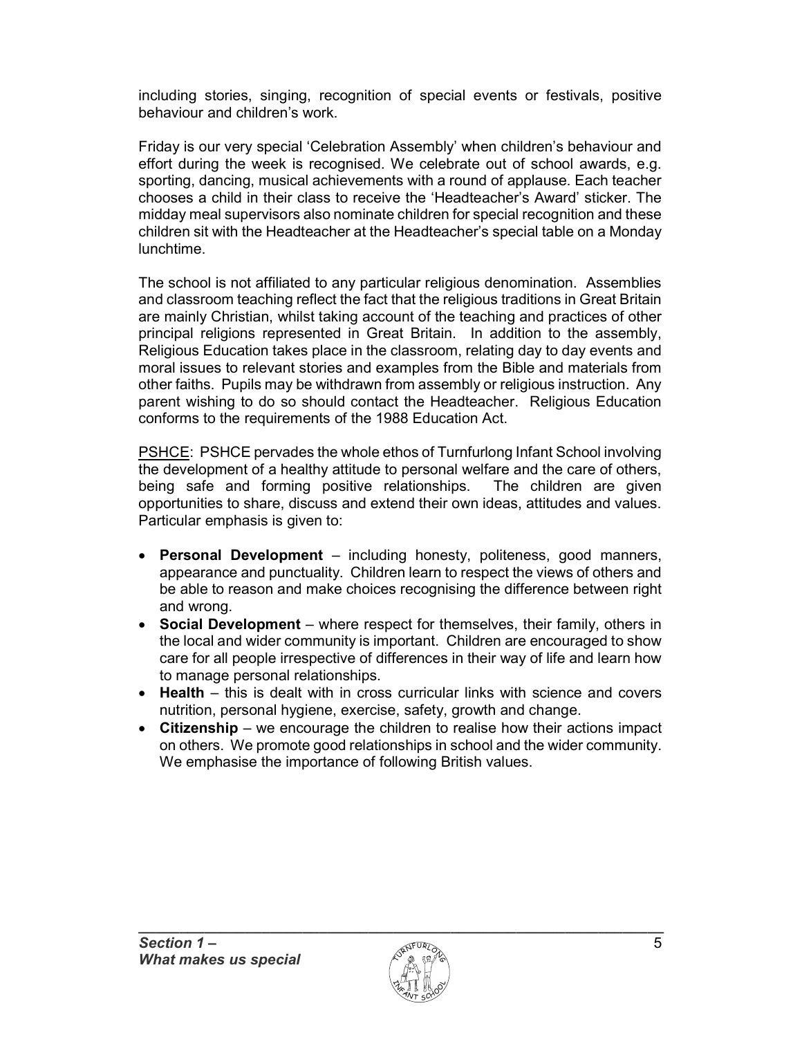including stories, singing, recognition of special events or festivals, positive behaviour and children's work.

Friday is our very special 'Celebration Assembly' when children's behaviour and effort during the week is recognised. We celebrate out of school awards, e.g. sporting, dancing, musical achievements with a round of applause. Each teacher chooses a child in their class to receive the 'Headteacher's Award' sticker. The midday meal supervisors also nominate children for special recognition and these children sit with the Headteacher at the Headteacher's special table on a Monday lunchtime.

The school is not affiliated to any particular religious denomination. Assemblies and classroom teaching reflect the fact that the religious traditions in Great Britain are mainly Christian, whilst taking account of the teaching and practices of other principal religions represented in Great Britain. In addition to the assembly, Religious Education takes place in the classroom, relating day to day events and moral issues to relevant stories and examples from the Bible and materials from other faiths. Pupils may be withdrawn from assembly or religious instruction. Any parent wishing to do so should contact the Headteacher. Religious Education conforms to the requirements of the 1988 Education Act.

PSHCE: PSHCE pervades the whole ethos of Turnfurlong Infant School involving the development of a healthy attitude to personal welfare and the care of others, being safe and forming positive relationships. The children are given opportunities to share, discuss and extend their own ideas, attitudes and values. Particular emphasis is given to:

- **Personal Development** – including honesty, politeness, good manners, appearance and punctuality. Children learn to respect the views of others and be able to reason and make choices recognising the difference between right and wrong.
- **Social Development** – where respect for themselves, their family, others in the local and wider community is important. Children are encouraged to show care for all people irrespective of differences in their way of life and learn how to manage personal relationships.
- **Health** – this is dealt with in cross curricular links with science and covers nutrition, personal hygiene, exercise, safety, growth and change.
- **Citizenship** – we encourage the children to realise how their actions impact on others. We promote good relationships in school and the wider community. We emphasise the importance of following British values.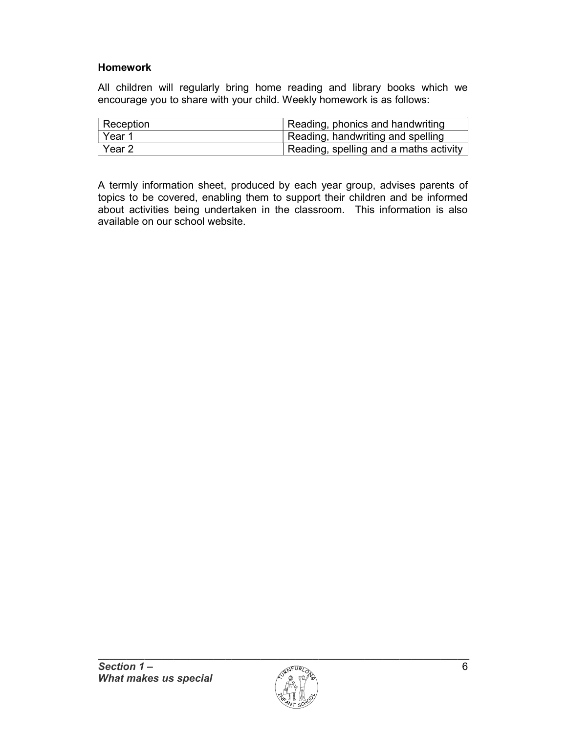## Homework

All children will regularly bring home reading and library books which we encourage you to share with your child. Weekly homework is as follows:

| Year group | Homework |
| --- | --- |
| Reception | Reading, phonics and handwriting |
| Year 1 | Reading, handwriting and spelling |
| Year 2 | Reading, spelling and a maths activity |

A termly information sheet, produced by each year group, advises parents of topics to be covered, enabling them to support their children and be informed about activities being undertaken in the classroom. This information is also available on our school website.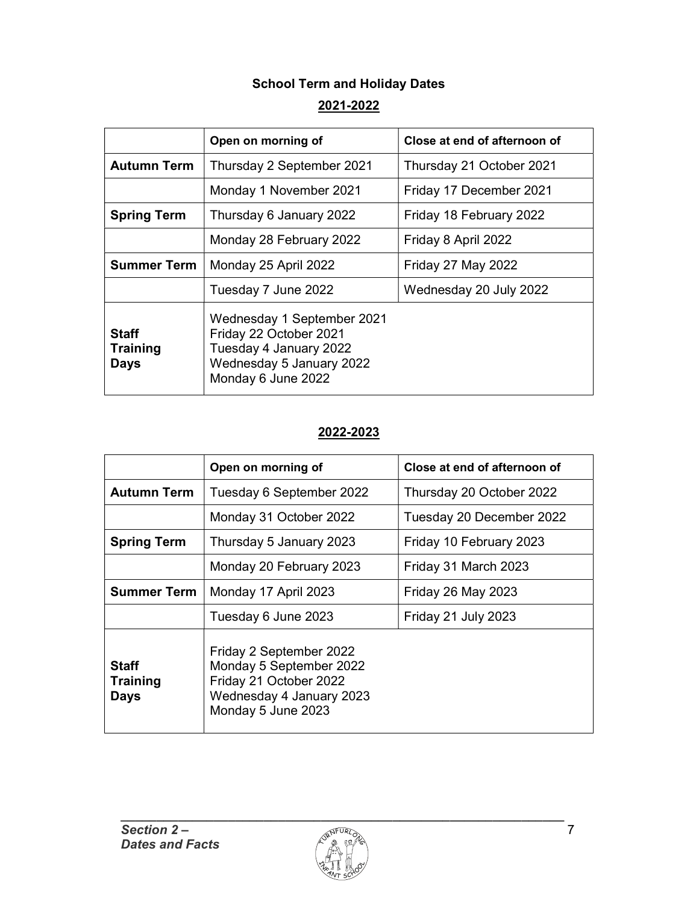## School Term and Holiday Dates

### 2021-2022

| | Open on morning of | Close at end of afternoon of |
|---|---|---|
| **Autumn Term** | Thursday 2 September 2021 | Thursday 21 October 2021 |
| | Monday 1 November 2021 | Friday 17 December 2021 |
| **Spring Term** | Thursday 6 January 2022 | Friday 18 February 2022 |
| | Monday 28 February 2022 | Friday 8 April 2022 |
| **Summer Term** | Monday 25 April 2022 | Friday 27 May 2022 |
| | Tuesday 7 June 2022 | Wednesday 20 July 2022 |
| **Staff Training Days** | Wednesday 1 September 2021<br>Friday 22 October 2021<br>Tuesday 4 January 2022<br>Wednesday 5 January 2022<br>Monday 6 June 2022 | |

### 2022-2023

| | Open on morning of | Close at end of afternoon of |
|---|---|---|
| **Autumn Term** | Tuesday 6 September 2022 | Thursday 20 October 2022 |
| | Monday 31 October 2022 | Tuesday 20 December 2022 |
| **Spring Term** | Thursday 5 January 2023 | Friday 10 February 2023 |
| | Monday 20 February 2023 | Friday 31 March 2023 |
| **Summer Term** | Monday 17 April 2023 | Friday 26 May 2023 |
| | Tuesday 6 June 2023 | Friday 21 July 2023 |
| **Staff Training Days** | Friday 2 September 2022<br>Monday 5 September 2022<br>Friday 21 October 2022<br>Wednesday 4 January 2023<br>Monday 5 June 2023 | |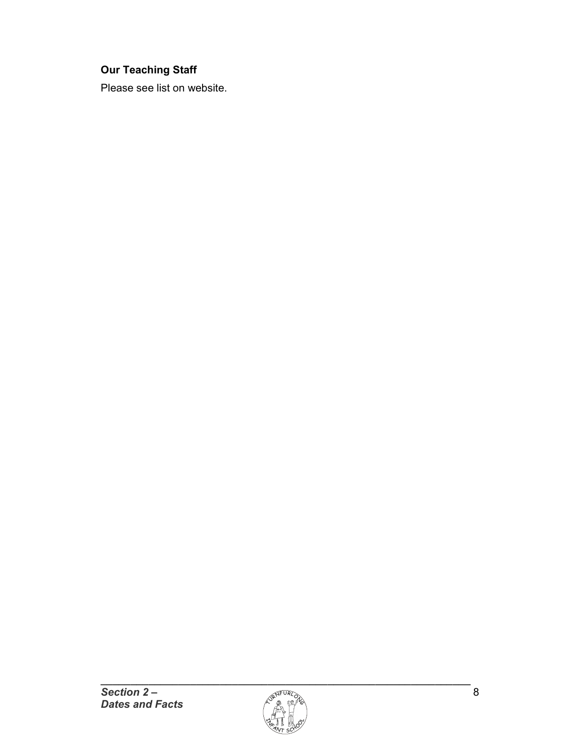### Our Teaching Staff

Please see list on website.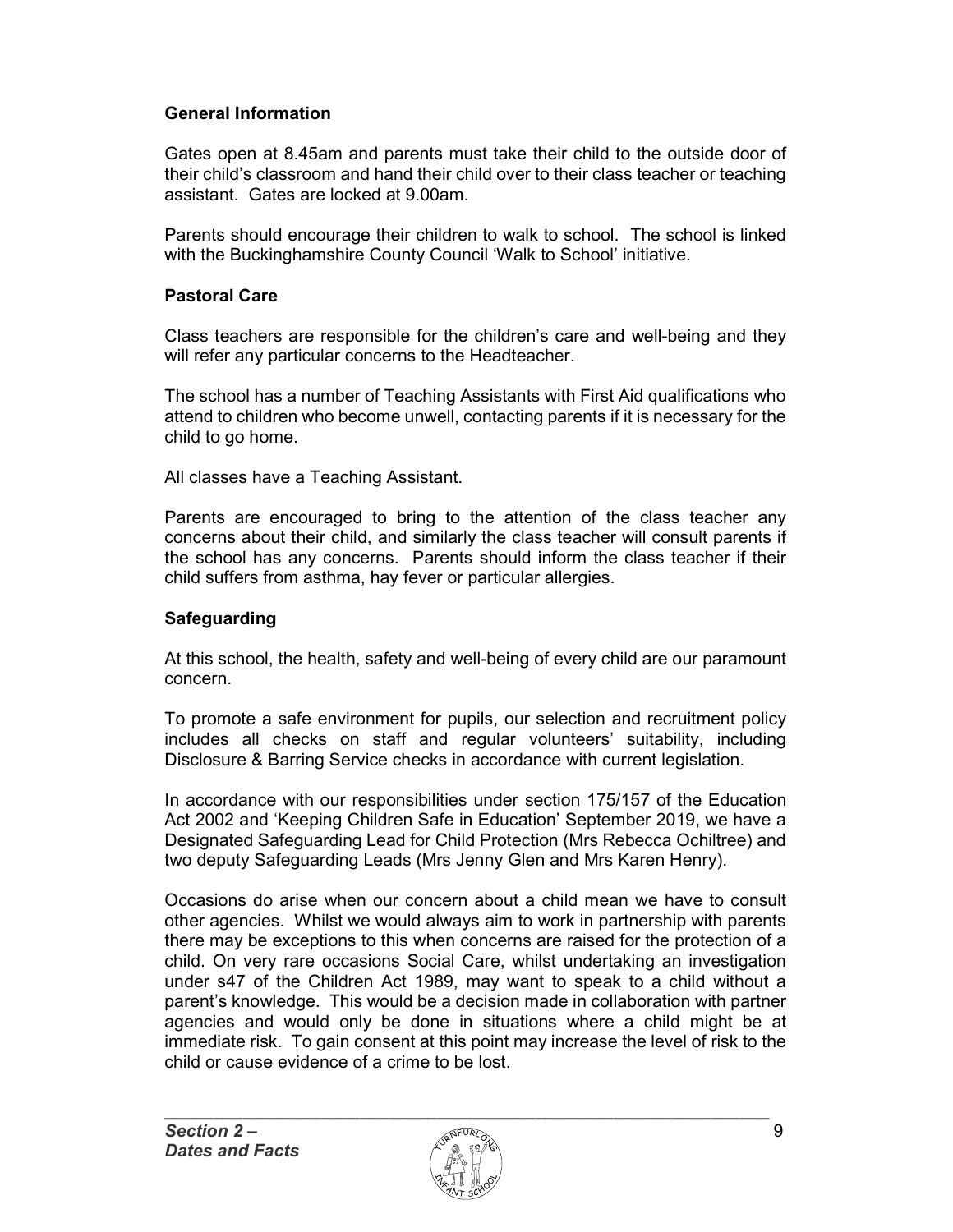### General Information

Gates open at 8.45am and parents must take their child to the outside door of their child's classroom and hand their child over to their class teacher or teaching assistant. Gates are locked at 9.00am.

Parents should encourage their children to walk to school. The school is linked with the Buckinghamshire County Council 'Walk to School' initiative.

### Pastoral Care

Class teachers are responsible for the children's care and well-being and they will refer any particular concerns to the Headteacher.

The school has a number of Teaching Assistants with First Aid qualifications who attend to children who become unwell, contacting parents if it is necessary for the child to go home.

All classes have a Teaching Assistant.

Parents are encouraged to bring to the attention of the class teacher any concerns about their child, and similarly the class teacher will consult parents if the school has any concerns. Parents should inform the class teacher if their child suffers from asthma, hay fever or particular allergies.

### Safeguarding

At this school, the health, safety and well-being of every child are our paramount concern.

To promote a safe environment for pupils, our selection and recruitment policy includes all checks on staff and regular volunteers' suitability, including Disclosure & Barring Service checks in accordance with current legislation.

In accordance with our responsibilities under section 175/157 of the Education Act 2002 and 'Keeping Children Safe in Education' September 2019, we have a Designated Safeguarding Lead for Child Protection (Mrs Rebecca Ochiltree) and two deputy Safeguarding Leads (Mrs Jenny Glen and Mrs Karen Henry).

Occasions do arise when our concern about a child mean we have to consult other agencies. Whilst we would always aim to work in partnership with parents there may be exceptions to this when concerns are raised for the protection of a child. On very rare occasions Social Care, whilst undertaking an investigation under s47 of the Children Act 1989, may want to speak to a child without a parent's knowledge. This would be a decision made in collaboration with partner agencies and would only be done in situations where a child might be at immediate risk. To gain consent at this point may increase the level of risk to the child or cause evidence of a crime to be lost.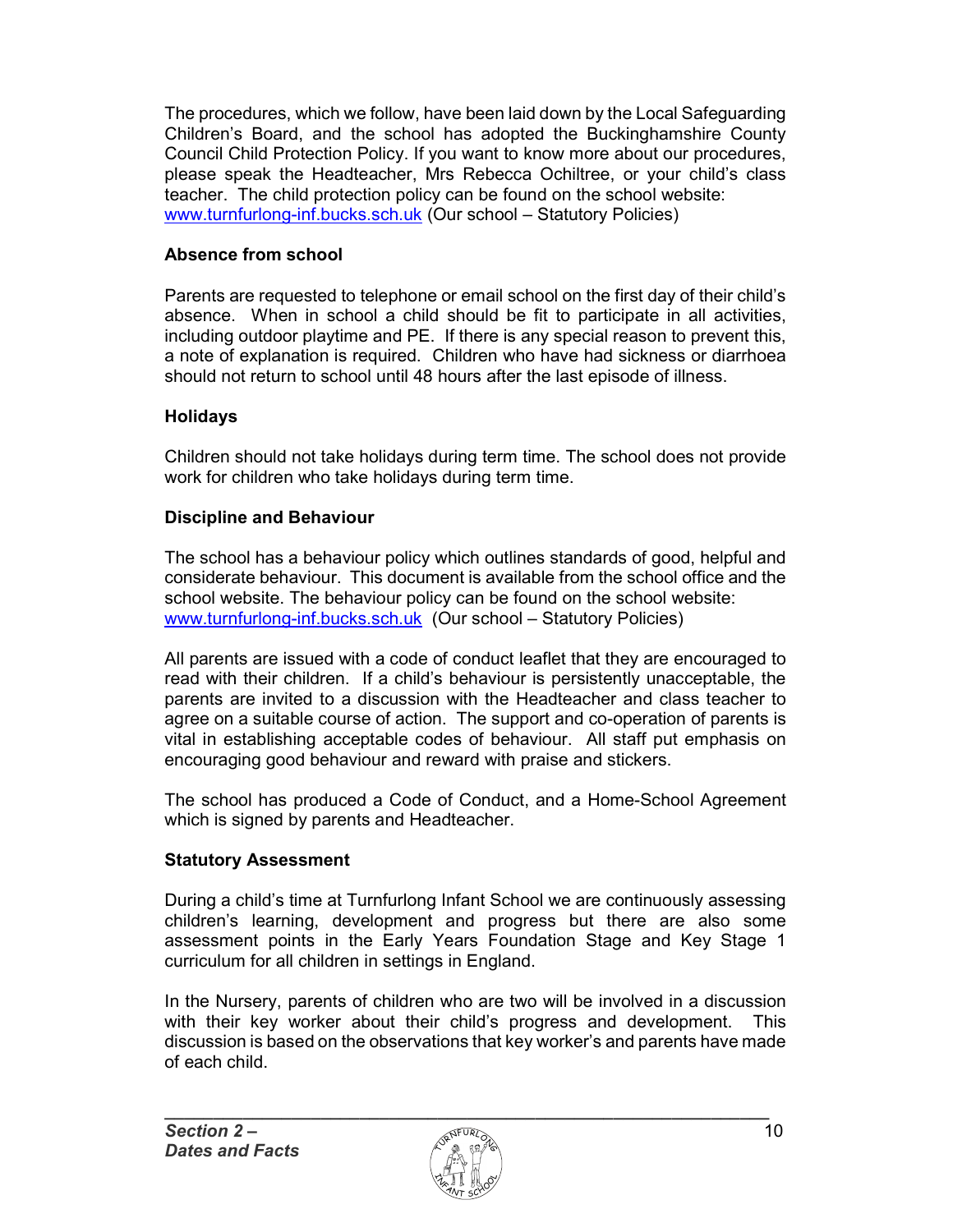The procedures, which we follow, have been laid down by the Local Safeguarding Children's Board, and the school has adopted the Buckinghamshire County Council Child Protection Policy. If you want to know more about our procedures, please speak the Headteacher, Mrs Rebecca Ochiltree, or your child's class teacher. The child protection policy can be found on the school website: www.turnfurlong-inf.bucks.sch.uk (Our school – Statutory Policies)

**Absence from school**

Parents are requested to telephone or email school on the first day of their child's absence. When in school a child should be fit to participate in all activities, including outdoor playtime and PE. If there is any special reason to prevent this, a note of explanation is required. Children who have had sickness or diarrhoea should not return to school until 48 hours after the last episode of illness.

**Holidays**

Children should not take holidays during term time. The school does not provide work for children who take holidays during term time.

**Discipline and Behaviour**

The school has a behaviour policy which outlines standards of good, helpful and considerate behaviour. This document is available from the school office and the school website. The behaviour policy can be found on the school website: www.turnfurlong-inf.bucks.sch.uk (Our school – Statutory Policies)

All parents are issued with a code of conduct leaflet that they are encouraged to read with their children. If a child's behaviour is persistently unacceptable, the parents are invited to a discussion with the Headteacher and class teacher to agree on a suitable course of action. The support and co-operation of parents is vital in establishing acceptable codes of behaviour. All staff put emphasis on encouraging good behaviour and reward with praise and stickers.

The school has produced a Code of Conduct, and a Home-School Agreement which is signed by parents and Headteacher.

**Statutory Assessment**

During a child's time at Turnfurlong Infant School we are continuously assessing children's learning, development and progress but there are also some assessment points in the Early Years Foundation Stage and Key Stage 1 curriculum for all children in settings in England.

In the Nursery, parents of children who are two will be involved in a discussion with their key worker about their child's progress and development. This discussion is based on the observations that key worker's and parents have made of each child.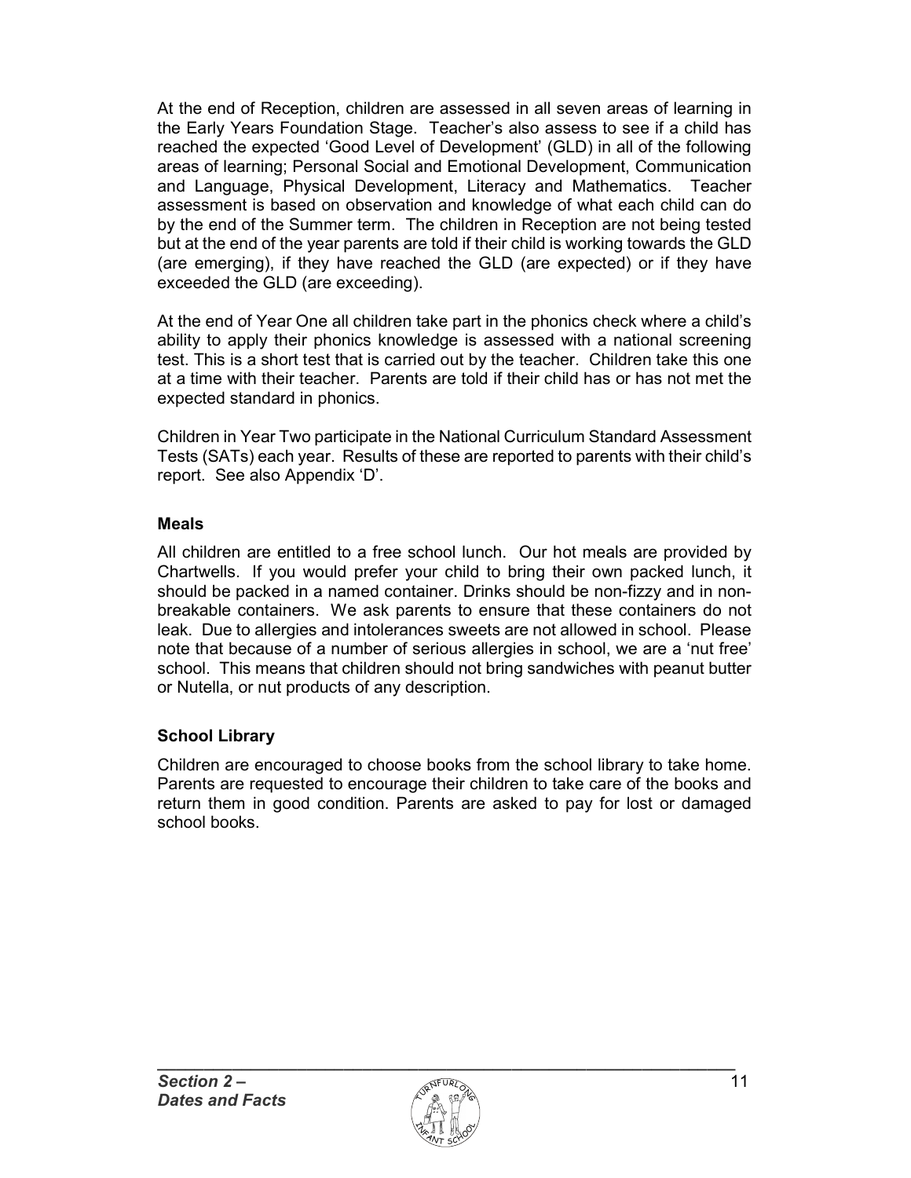At the end of Reception, children are assessed in all seven areas of learning in the Early Years Foundation Stage. Teacher's also assess to see if a child has reached the expected 'Good Level of Development' (GLD) in all of the following areas of learning; Personal Social and Emotional Development, Communication and Language, Physical Development, Literacy and Mathematics. Teacher assessment is based on observation and knowledge of what each child can do by the end of the Summer term. The children in Reception are not being tested but at the end of the year parents are told if their child is working towards the GLD (are emerging), if they have reached the GLD (are expected) or if they have exceeded the GLD (are exceeding).

At the end of Year One all children take part in the phonics check where a child's ability to apply their phonics knowledge is assessed with a national screening test. This is a short test that is carried out by the teacher. Children take this one at a time with their teacher. Parents are told if their child has or has not met the expected standard in phonics.

Children in Year Two participate in the National Curriculum Standard Assessment Tests (SATs) each year. Results of these are reported to parents with their child's report. See also Appendix 'D'.

### Meals

All children are entitled to a free school lunch. Our hot meals are provided by Chartwells. If you would prefer your child to bring their own packed lunch, it should be packed in a named container. Drinks should be non-fizzy and in non-breakable containers. We ask parents to ensure that these containers do not leak. Due to allergies and intolerances sweets are not allowed in school. Please note that because of a number of serious allergies in school, we are a 'nut free' school. This means that children should not bring sandwiches with peanut butter or Nutella, or nut products of any description.

### School Library

Children are encouraged to choose books from the school library to take home. Parents are requested to encourage their children to take care of the books and return them in good condition. Parents are asked to pay for lost or damaged school books.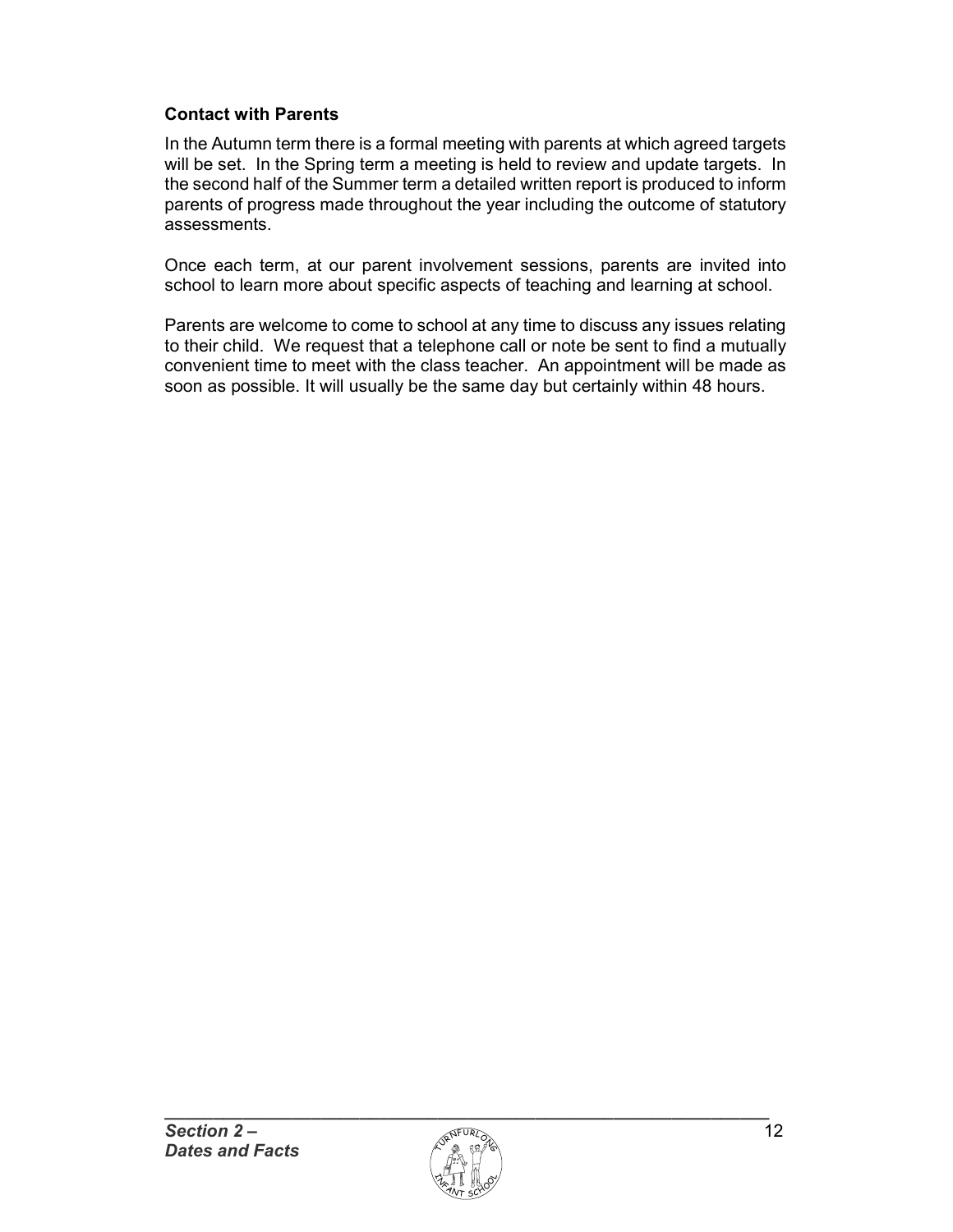### Contact with Parents

In the Autumn term there is a formal meeting with parents at which agreed targets will be set. In the Spring term a meeting is held to review and update targets. In the second half of the Summer term a detailed written report is produced to inform parents of progress made throughout the year including the outcome of statutory assessments.

Once each term, at our parent involvement sessions, parents are invited into school to learn more about specific aspects of teaching and learning at school.

Parents are welcome to come to school at any time to discuss any issues relating to their child. We request that a telephone call or note be sent to find a mutually convenient time to meet with the class teacher. An appointment will be made as soon as possible. It will usually be the same day but certainly within 48 hours.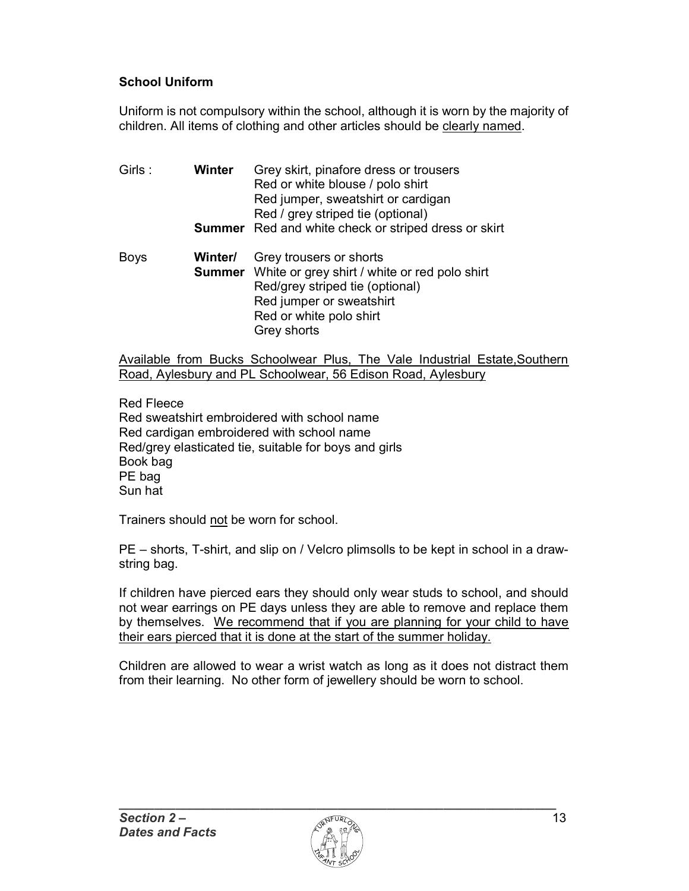**School Uniform**

Uniform is not compulsory within the school, although it is worn by the majority of children. All items of clothing and other articles should be clearly named.

| | | |
|---|---|---|
| Girls : | **Winter** | Grey skirt, pinafore dress or trousers<br>Red or white blouse / polo shirt<br>Red jumper, sweatshirt or cardigan<br>Red / grey striped tie (optional) |
| | **Summer** | Red and white check or striped dress or skirt |
| Boys | **Winter/ Summer** | Grey trousers or shorts<br>White or grey shirt / white or red polo shirt<br>Red/grey striped tie (optional)<br>Red jumper or sweatshirt<br>Red or white polo shirt<br>Grey shorts |

Available from Bucks Schoolwear Plus, The Vale Industrial Estate,Southern Road, Aylesbury and PL Schoolwear, 56 Edison Road, Aylesbury

Red Fleece
Red sweatshirt embroidered with school name
Red cardigan embroidered with school name
Red/grey elasticated tie, suitable for boys and girls
Book bag
PE bag
Sun hat

Trainers should not be worn for school.

PE – shorts, T-shirt, and slip on / Velcro plimsolls to be kept in school in a draw-string bag.

If children have pierced ears they should only wear studs to school, and should not wear earrings on PE days unless they are able to remove and replace them by themselves. We recommend that if you are planning for your child to have their ears pierced that it is done at the start of the summer holiday.

Children are allowed to wear a wrist watch as long as it does not distract them from their learning. No other form of jewellery should be worn to school.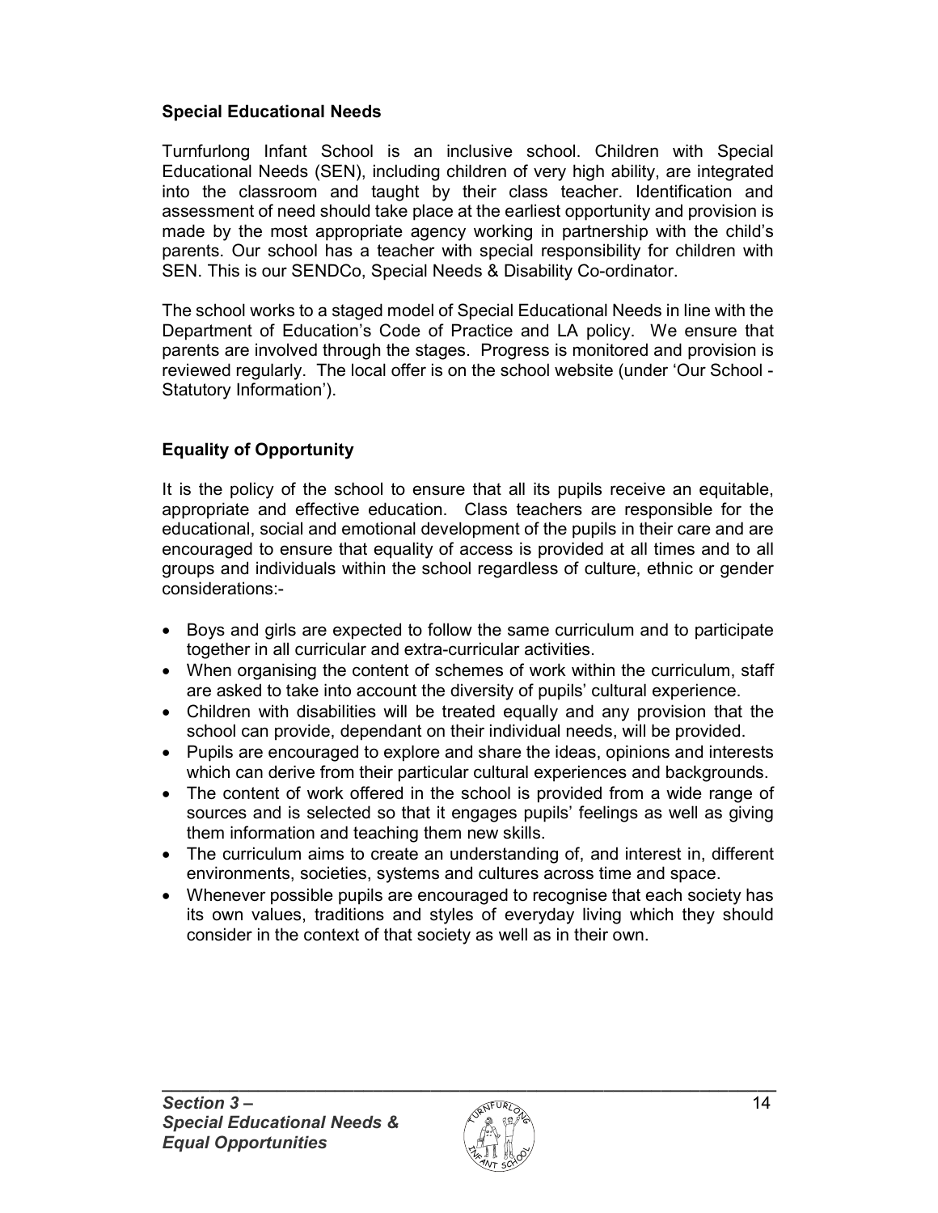## Special Educational Needs

Turnfurlong Infant School is an inclusive school. Children with Special Educational Needs (SEN), including children of very high ability, are integrated into the classroom and taught by their class teacher. Identification and assessment of need should take place at the earliest opportunity and provision is made by the most appropriate agency working in partnership with the child's parents. Our school has a teacher with special responsibility for children with SEN. This is our SENDCo, Special Needs & Disability Co-ordinator.

The school works to a staged model of Special Educational Needs in line with the Department of Education's Code of Practice and LA policy. We ensure that parents are involved through the stages. Progress is monitored and provision is reviewed regularly. The local offer is on the school website (under 'Our School - Statutory Information').

## Equality of Opportunity

It is the policy of the school to ensure that all its pupils receive an equitable, appropriate and effective education. Class teachers are responsible for the educational, social and emotional development of the pupils in their care and are encouraged to ensure that equality of access is provided at all times and to all groups and individuals within the school regardless of culture, ethnic or gender considerations:-

- Boys and girls are expected to follow the same curriculum and to participate together in all curricular and extra-curricular activities.
- When organising the content of schemes of work within the curriculum, staff are asked to take into account the diversity of pupils' cultural experience.
- Children with disabilities will be treated equally and any provision that the school can provide, dependant on their individual needs, will be provided.
- Pupils are encouraged to explore and share the ideas, opinions and interests which can derive from their particular cultural experiences and backgrounds.
- The content of work offered in the school is provided from a wide range of sources and is selected so that it engages pupils' feelings as well as giving them information and teaching them new skills.
- The curriculum aims to create an understanding of, and interest in, different environments, societies, systems and cultures across time and space.
- Whenever possible pupils are encouraged to recognise that each society has its own values, traditions and styles of everyday living which they should consider in the context of that society as well as in their own.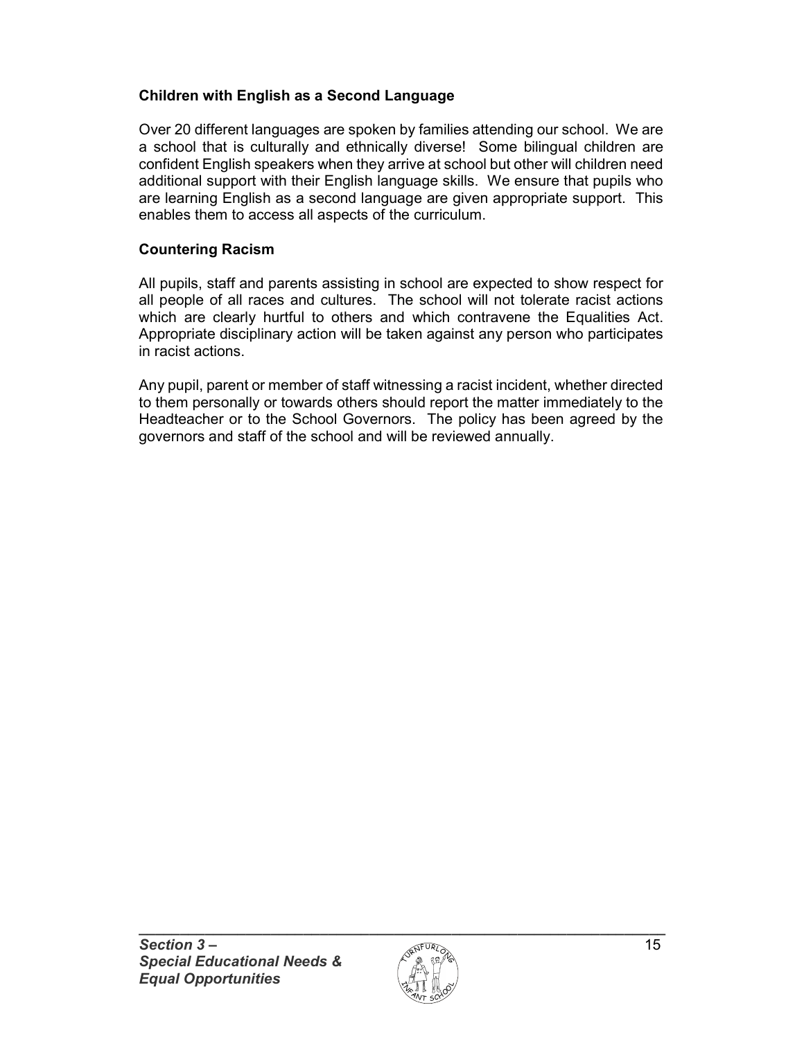### Children with English as a Second Language

Over 20 different languages are spoken by families attending our school. We are a school that is culturally and ethnically diverse! Some bilingual children are confident English speakers when they arrive at school but other will children need additional support with their English language skills. We ensure that pupils who are learning English as a second language are given appropriate support. This enables them to access all aspects of the curriculum.

### Countering Racism

All pupils, staff and parents assisting in school are expected to show respect for all people of all races and cultures. The school will not tolerate racist actions which are clearly hurtful to others and which contravene the Equalities Act. Appropriate disciplinary action will be taken against any person who participates in racist actions.

Any pupil, parent or member of staff witnessing a racist incident, whether directed to them personally or towards others should report the matter immediately to the Headteacher or to the School Governors. The policy has been agreed by the governors and staff of the school and will be reviewed annually.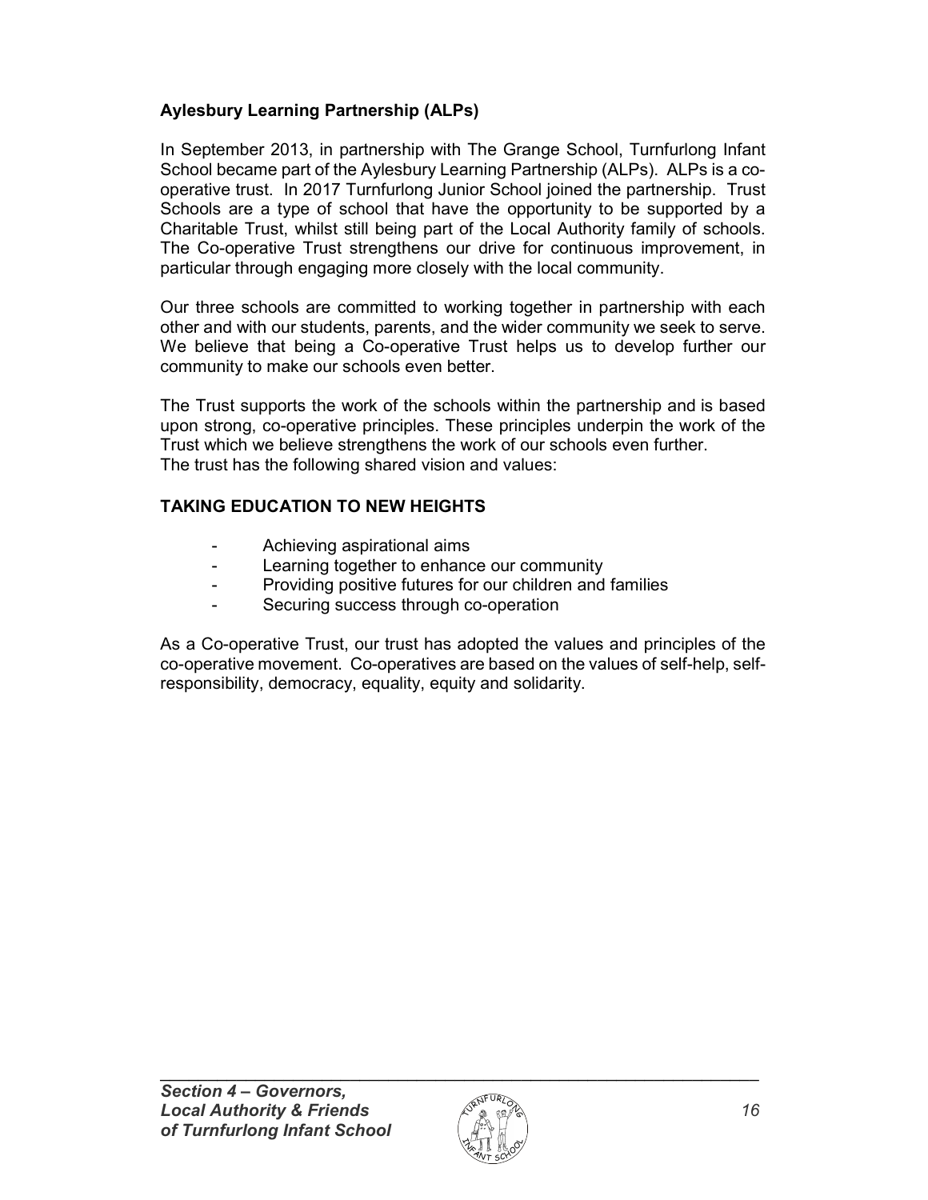**Aylesbury Learning Partnership (ALPs)**

In September 2013, in partnership with The Grange School, Turnfurlong Infant School became part of the Aylesbury Learning Partnership (ALPs). ALPs is a co-operative trust. In 2017 Turnfurlong Junior School joined the partnership. Trust Schools are a type of school that have the opportunity to be supported by a Charitable Trust, whilst still being part of the Local Authority family of schools. The Co-operative Trust strengthens our drive for continuous improvement, in particular through engaging more closely with the local community.

Our three schools are committed to working together in partnership with each other and with our students, parents, and the wider community we seek to serve. We believe that being a Co-operative Trust helps us to develop further our community to make our schools even better.

The Trust supports the work of the schools within the partnership and is based upon strong, co-operative principles. These principles underpin the work of the Trust which we believe strengthens the work of our schools even further.
The trust has the following shared vision and values:

**TAKING EDUCATION TO NEW HEIGHTS**

- Achieving aspirational aims
- Learning together to enhance our community
- Providing positive futures for our children and families
- Securing success through co-operation

As a Co-operative Trust, our trust has adopted the values and principles of the co-operative movement. Co-operatives are based on the values of self-help, self-responsibility, democracy, equality, equity and solidarity.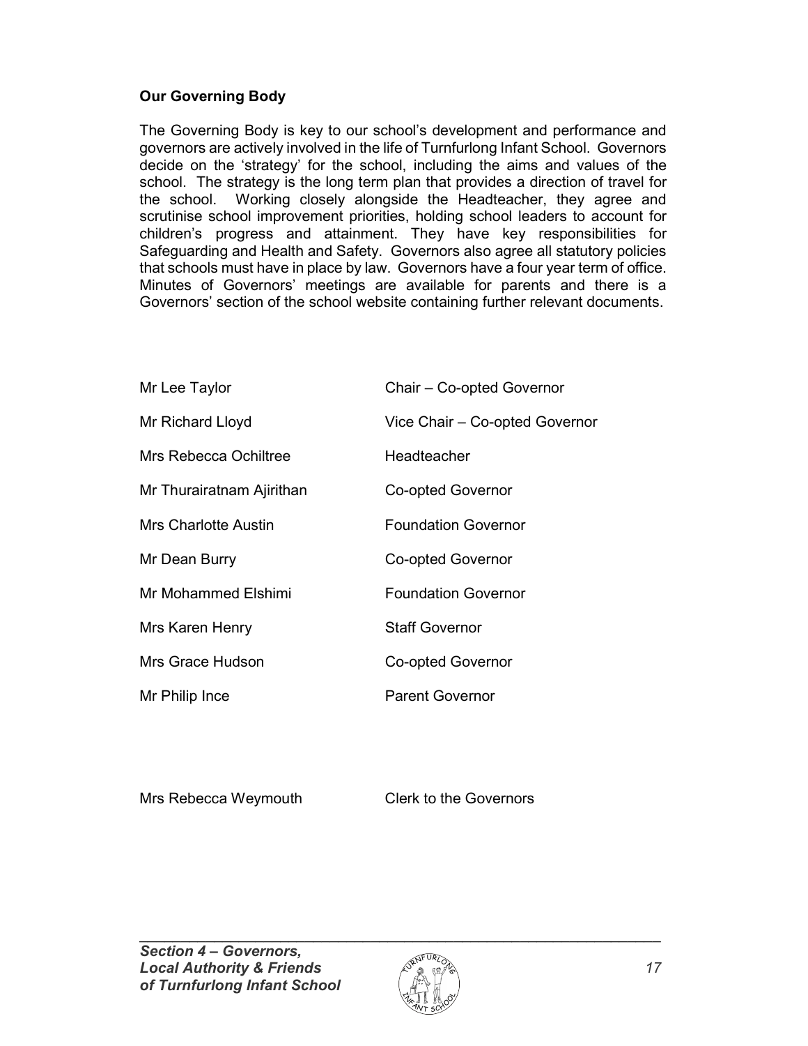## Our Governing Body

The Governing Body is key to our school's development and performance and governors are actively involved in the life of Turnfurlong Infant School. Governors decide on the 'strategy' for the school, including the aims and values of the school. The strategy is the long term plan that provides a direction of travel for the school. Working closely alongside the Headteacher, they agree and scrutinise school improvement priorities, holding school leaders to account for children's progress and attainment. They have key responsibilities for Safeguarding and Health and Safety. Governors also agree all statutory policies that schools must have in place by law. Governors have a four year term of office. Minutes of Governors' meetings are available for parents and there is a Governors' section of the school website containing further relevant documents.

| | |
|---|---|
| Mr Lee Taylor | Chair – Co-opted Governor |
| Mr Richard Lloyd | Vice Chair – Co-opted Governor |
| Mrs Rebecca Ochiltree | Headteacher |
| Mr Thurairatnam Ajirithan | Co-opted Governor |
| Mrs Charlotte Austin | Foundation Governor |
| Mr Dean Burry | Co-opted Governor |
| Mr Mohammed Elshimi | Foundation Governor |
| Mrs Karen Henry | Staff Governor |
| Mrs Grace Hudson | Co-opted Governor |
| Mr Philip Ince | Parent Governor |

| | |
|---|---|
| Mrs Rebecca Weymouth | Clerk to the Governors |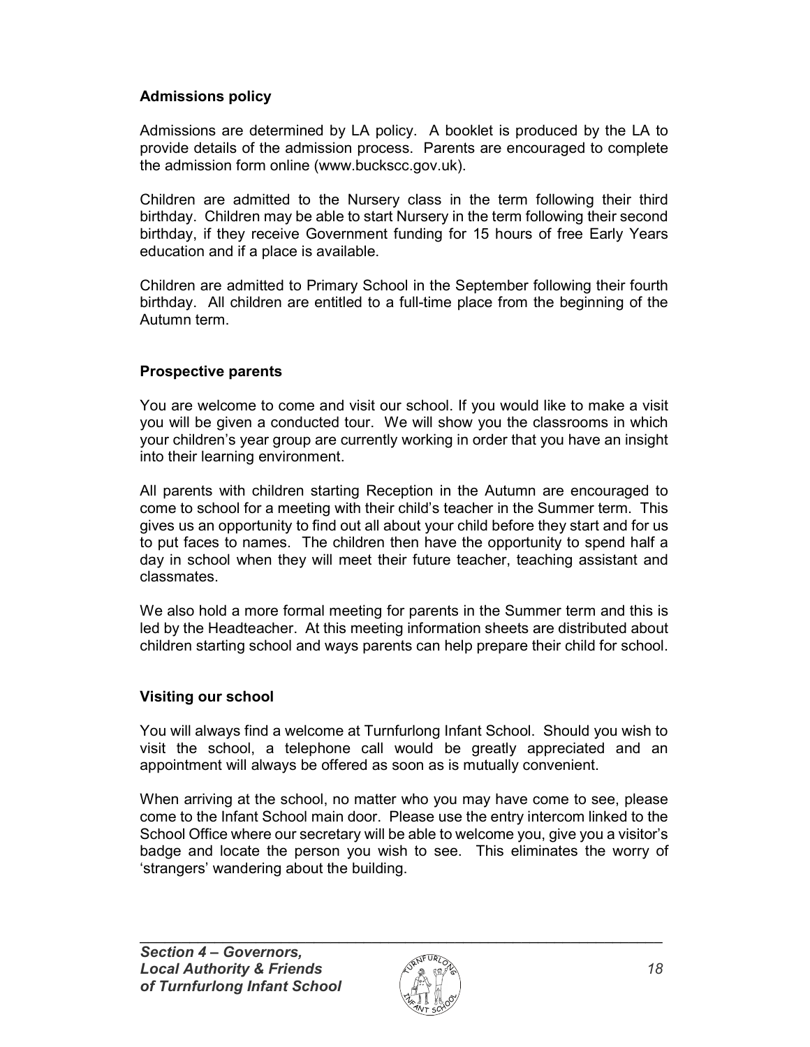## Admissions policy

Admissions are determined by LA policy. A booklet is produced by the LA to provide details of the admission process. Parents are encouraged to complete the admission form online (www.buckscc.gov.uk).

Children are admitted to the Nursery class in the term following their third birthday. Children may be able to start Nursery in the term following their second birthday, if they receive Government funding for 15 hours of free Early Years education and if a place is available.

Children are admitted to Primary School in the September following their fourth birthday. All children are entitled to a full-time place from the beginning of the Autumn term.

## Prospective parents

You are welcome to come and visit our school. If you would like to make a visit you will be given a conducted tour. We will show you the classrooms in which your children's year group are currently working in order that you have an insight into their learning environment.

All parents with children starting Reception in the Autumn are encouraged to come to school for a meeting with their child's teacher in the Summer term. This gives us an opportunity to find out all about your child before they start and for us to put faces to names. The children then have the opportunity to spend half a day in school when they will meet their future teacher, teaching assistant and classmates.

We also hold a more formal meeting for parents in the Summer term and this is led by the Headteacher. At this meeting information sheets are distributed about children starting school and ways parents can help prepare their child for school.

## Visiting our school

You will always find a welcome at Turnfurlong Infant School. Should you wish to visit the school, a telephone call would be greatly appreciated and an appointment will always be offered as soon as is mutually convenient.

When arriving at the school, no matter who you may have come to see, please come to the Infant School main door. Please use the entry intercom linked to the School Office where our secretary will be able to welcome you, give you a visitor's badge and locate the person you wish to see. This eliminates the worry of 'strangers' wandering about the building.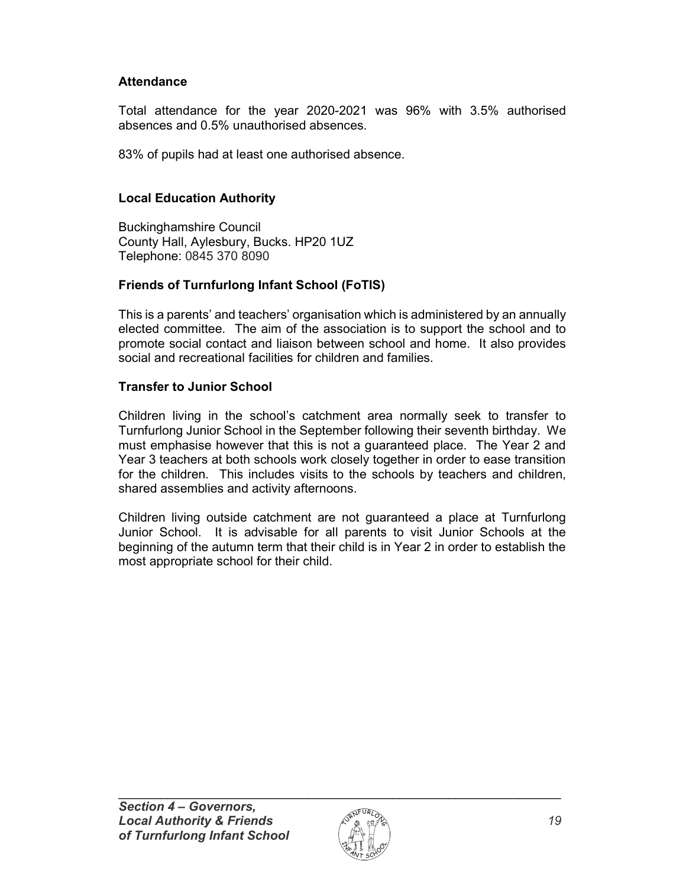**Attendance**

Total attendance for the year 2020-2021 was 96% with 3.5% authorised absences and 0.5% unauthorised absences.

83% of pupils had at least one authorised absence.

**Local Education Authority**

Buckinghamshire Council
County Hall, Aylesbury, Bucks. HP20 1UZ
Telephone: 0845 370 8090

**Friends of Turnfurlong Infant School (FoTIS)**

This is a parents' and teachers' organisation which is administered by an annually elected committee. The aim of the association is to support the school and to promote social contact and liaison between school and home. It also provides social and recreational facilities for children and families.

**Transfer to Junior School**

Children living in the school's catchment area normally seek to transfer to Turnfurlong Junior School in the September following their seventh birthday. We must emphasise however that this is not a guaranteed place. The Year 2 and Year 3 teachers at both schools work closely together in order to ease transition for the children. This includes visits to the schools by teachers and children, shared assemblies and activity afternoons.

Children living outside catchment are not guaranteed a place at Turnfurlong Junior School. It is advisable for all parents to visit Junior Schools at the beginning of the autumn term that their child is in Year 2 in order to establish the most appropriate school for their child.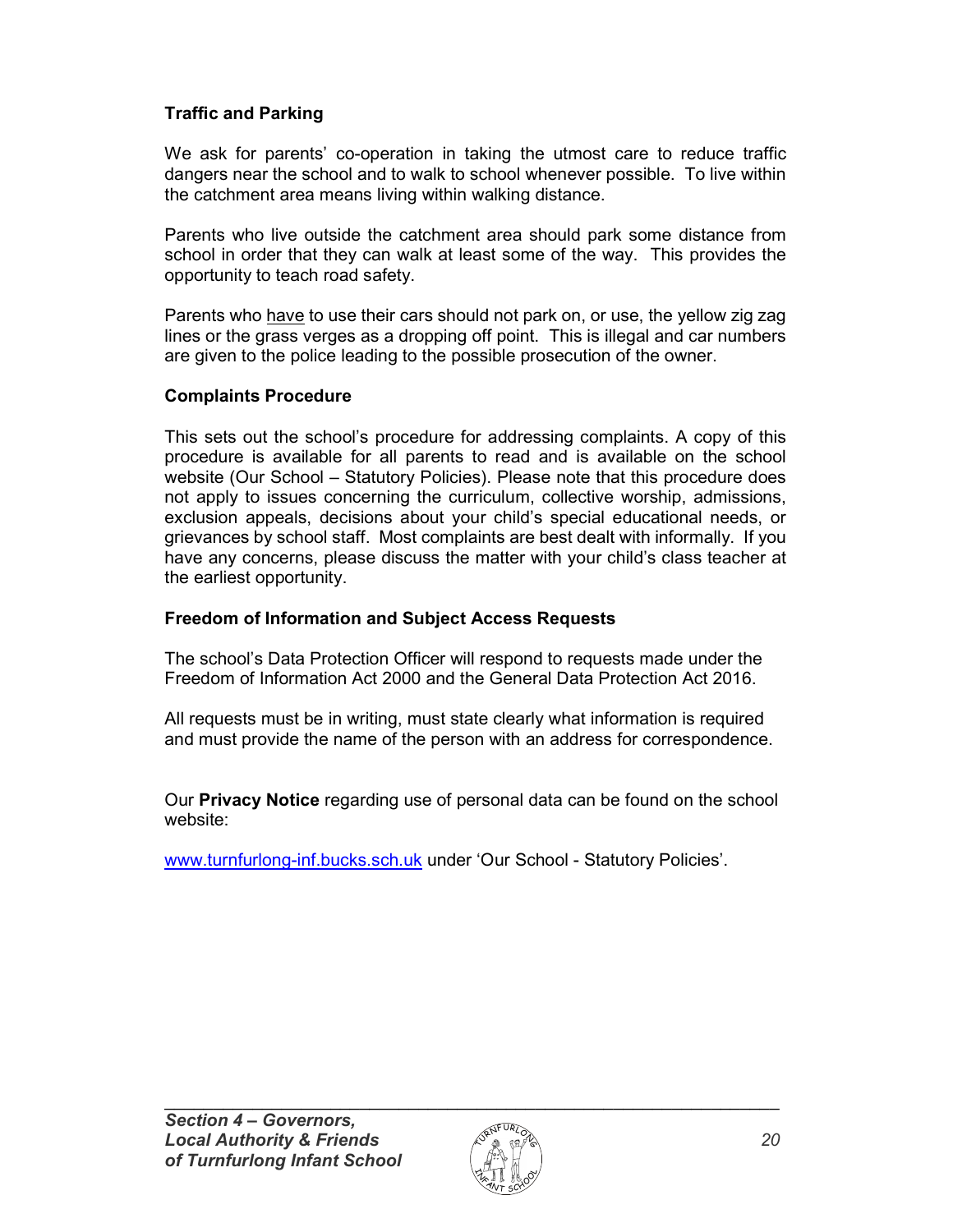### Traffic and Parking

We ask for parents' co-operation in taking the utmost care to reduce traffic dangers near the school and to walk to school whenever possible. To live within the catchment area means living within walking distance.

Parents who live outside the catchment area should park some distance from school in order that they can walk at least some of the way. This provides the opportunity to teach road safety.

Parents who <u>have</u> to use their cars should not park on, or use, the yellow zig zag lines or the grass verges as a dropping off point. This is illegal and car numbers are given to the police leading to the possible prosecution of the owner.

### Complaints Procedure

This sets out the school's procedure for addressing complaints. A copy of this procedure is available for all parents to read and is available on the school website (Our School – Statutory Policies). Please note that this procedure does not apply to issues concerning the curriculum, collective worship, admissions, exclusion appeals, decisions about your child's special educational needs, or grievances by school staff. Most complaints are best dealt with informally. If you have any concerns, please discuss the matter with your child's class teacher at the earliest opportunity.

### Freedom of Information and Subject Access Requests

The school's Data Protection Officer will respond to requests made under the Freedom of Information Act 2000 and the General Data Protection Act 2016.

All requests must be in writing, must state clearly what information is required and must provide the name of the person with an address for correspondence.

Our **Privacy Notice** regarding use of personal data can be found on the school website:

www.turnfurlong-inf.bucks.sch.uk under 'Our School - Statutory Policies'.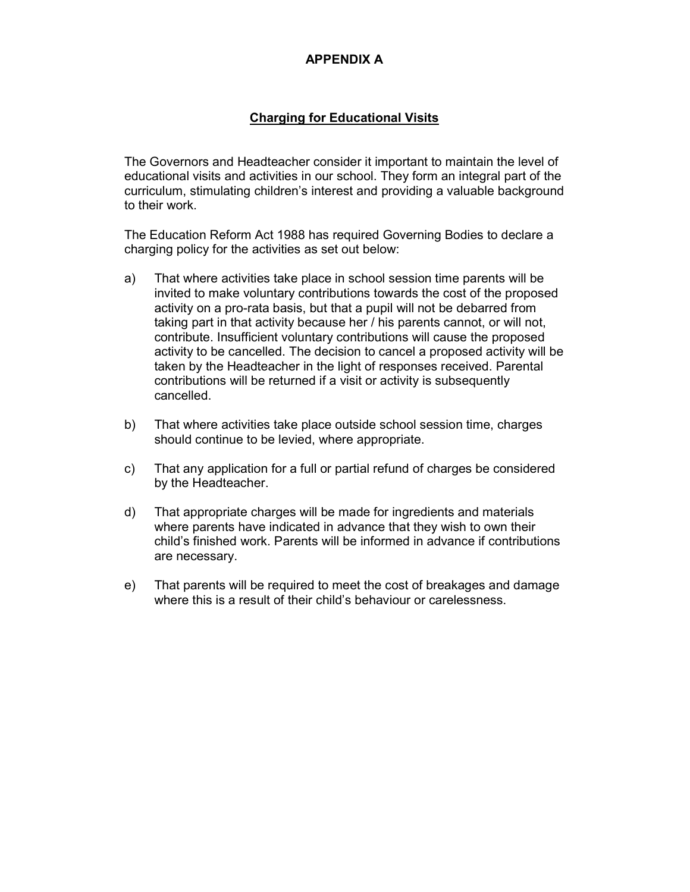# APPENDIX A

## Charging for Educational Visits

The Governors and Headteacher consider it important to maintain the level of educational visits and activities in our school. They form an integral part of the curriculum, stimulating children's interest and providing a valuable background to their work.

The Education Reform Act 1988 has required Governing Bodies to declare a charging policy for the activities as set out below:

a) That where activities take place in school session time parents will be invited to make voluntary contributions towards the cost of the proposed activity on a pro-rata basis, but that a pupil will not be debarred from taking part in that activity because her / his parents cannot, or will not, contribute. Insufficient voluntary contributions will cause the proposed activity to be cancelled. The decision to cancel a proposed activity will be taken by the Headteacher in the light of responses received. Parental contributions will be returned if a visit or activity is subsequently cancelled.

b) That where activities take place outside school session time, charges should continue to be levied, where appropriate.

c) That any application for a full or partial refund of charges be considered by the Headteacher.

d) That appropriate charges will be made for ingredients and materials where parents have indicated in advance that they wish to own their child's finished work. Parents will be informed in advance if contributions are necessary.

e) That parents will be required to meet the cost of breakages and damage where this is a result of their child's behaviour or carelessness.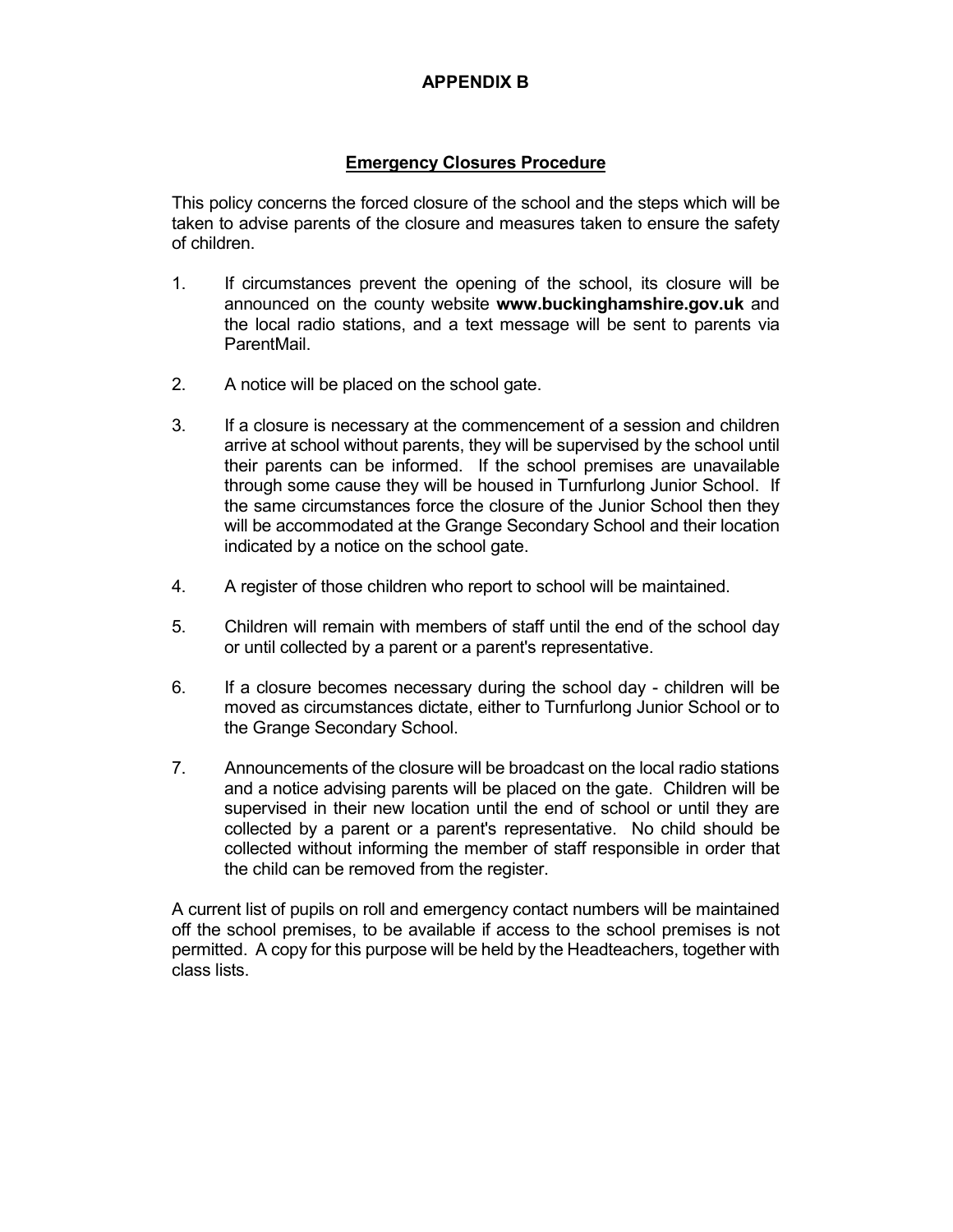# APPENDIX B

## Emergency Closures Procedure

This policy concerns the forced closure of the school and the steps which will be taken to advise parents of the closure and measures taken to ensure the safety of children.

1. If circumstances prevent the opening of the school, its closure will be announced on the county website **www.buckinghamshire.gov.uk** and the local radio stations, and a text message will be sent to parents via ParentMail.

2. A notice will be placed on the school gate.

3. If a closure is necessary at the commencement of a session and children arrive at school without parents, they will be supervised by the school until their parents can be informed. If the school premises are unavailable through some cause they will be housed in Turnfurlong Junior School. If the same circumstances force the closure of the Junior School then they will be accommodated at the Grange Secondary School and their location indicated by a notice on the school gate.

4. A register of those children who report to school will be maintained.

5. Children will remain with members of staff until the end of the school day or until collected by a parent or a parent's representative.

6. If a closure becomes necessary during the school day - children will be moved as circumstances dictate, either to Turnfurlong Junior School or to the Grange Secondary School.

7. Announcements of the closure will be broadcast on the local radio stations and a notice advising parents will be placed on the gate. Children will be supervised in their new location until the end of school or until they are collected by a parent or a parent's representative. No child should be collected without informing the member of staff responsible in order that the child can be removed from the register.

A current list of pupils on roll and emergency contact numbers will be maintained off the school premises, to be available if access to the school premises is not permitted. A copy for this purpose will be held by the Headteachers, together with class lists.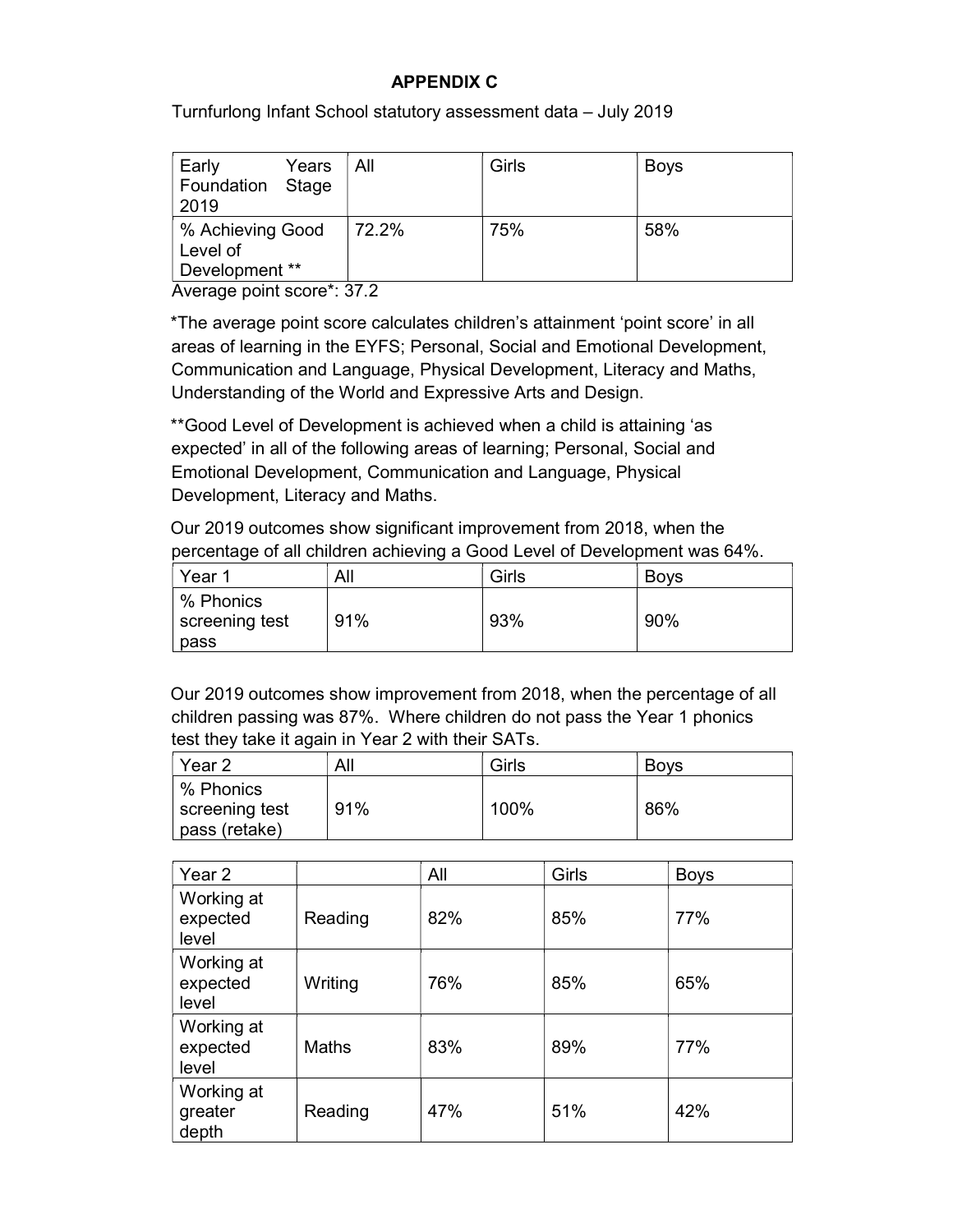## APPENDIX C

Turnfurlong Infant School statutory assessment data – July 2019

| Early Years Foundation Stage 2019 | All | Girls | Boys |
|---|---|---|---|
| % Achieving Good Level of Development ** | 72.2% | 75% | 58% |

Average point score*: 37.2

*The average point score calculates children's attainment 'point score' in all areas of learning in the EYFS; Personal, Social and Emotional Development, Communication and Language, Physical Development, Literacy and Maths, Understanding of the World and Expressive Arts and Design.

**Good Level of Development is achieved when a child is attaining 'as expected' in all of the following areas of learning; Personal, Social and Emotional Development, Communication and Language, Physical Development, Literacy and Maths.

Our 2019 outcomes show significant improvement from 2018, when the percentage of all children achieving a Good Level of Development was 64%.

| Year 1 | All | Girls | Boys |
|---|---|---|---|
| % Phonics screening test pass | 91% | 93% | 90% |

Our 2019 outcomes show improvement from 2018, when the percentage of all children passing was 87%. Where children do not pass the Year 1 phonics test they take it again in Year 2 with their SATs.

| Year 2 | All | Girls | Boys |
|---|---|---|---|
| % Phonics screening test pass (retake) | 91% | 100% | 86% |

| Year 2 | | All | Girls | Boys |
|---|---|---|---|---|
| Working at expected level | Reading | 82% | 85% | 77% |
| Working at expected level | Writing | 76% | 85% | 65% |
| Working at expected level | Maths | 83% | 89% | 77% |
| Working at greater depth | Reading | 47% | 51% | 42% |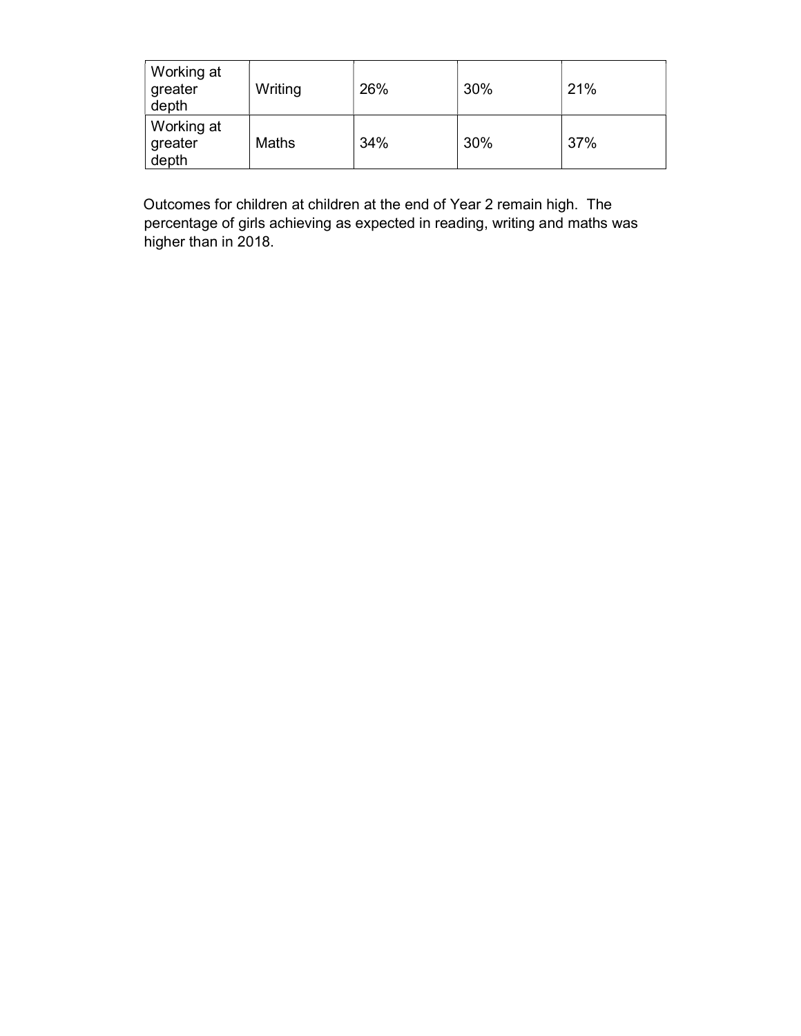| | | | | |
|---|---|---|---|---|
| Working at greater depth | Writing | 26% | 30% | 21% |
| Working at greater depth | Maths | 34% | 30% | 37% |

Outcomes for children at children at the end of Year 2 remain high. The percentage of girls achieving as expected in reading, writing and maths was higher than in 2018.